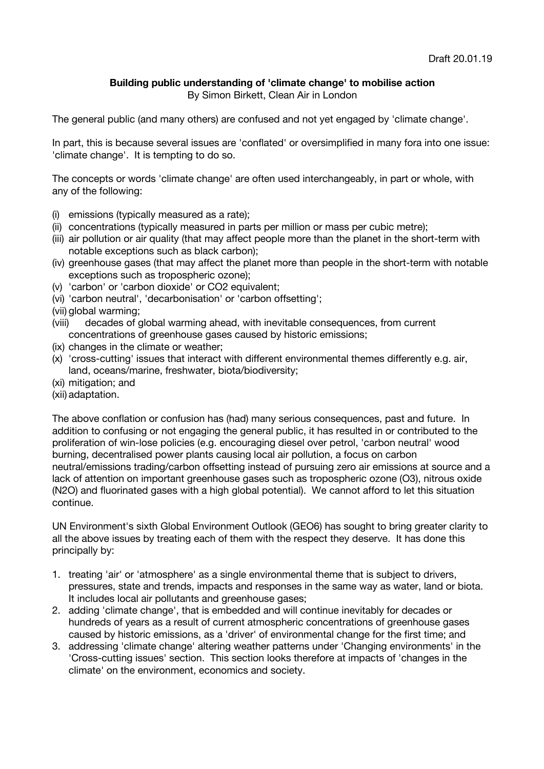Draft 20.01.19

**Building public understanding of 'climate change' to mobilise action**

By Simon Birkett, Clean Air in London

The general public (and many others) are confused and not yet engaged by 'climate change'.

In part, this is because several issues are 'conflated' or oversimplified in many fora into one issue: 'climate change'. It is tempting to do so.

The concepts or words 'climate change' are often used interchangeably, in part or whole, with any of the following:

(i) emissions (typically measured as a rate);
(ii) concentrations (typically measured in parts per million or mass per cubic metre);
(iii) air pollution or air quality (that may affect people more than the planet in the short-term with notable exceptions such as black carbon);
(iv) greenhouse gases (that may affect the planet more than people in the short-term with notable exceptions such as tropospheric ozone);
(v) 'carbon' or 'carbon dioxide' or CO2 equivalent;
(vi) 'carbon neutral', 'decarbonisation' or 'carbon offsetting';
(vii) global warming;
(viii) decades of global warming ahead, with inevitable consequences, from current concentrations of greenhouse gases caused by historic emissions;
(ix) changes in the climate or weather;
(x) 'cross-cutting' issues that interact with different environmental themes differently e.g. air, land, oceans/marine, freshwater, biota/biodiversity;
(xi) mitigation; and
(xii) adaptation.

The above conflation or confusion has (had) many serious consequences, past and future. In addition to confusing or not engaging the general public, it has resulted in or contributed to the proliferation of win-lose policies (e.g. encouraging diesel over petrol, 'carbon neutral' wood burning, decentralised power plants causing local air pollution, a focus on carbon neutral/emissions trading/carbon offsetting instead of pursuing zero air emissions at source and a lack of attention on important greenhouse gases such as tropospheric ozone (O3), nitrous oxide (N2O) and fluorinated gases with a high global potential). We cannot afford to let this situation continue.

UN Environment's sixth Global Environment Outlook (GEO6) has sought to bring greater clarity to all the above issues by treating each of them with the respect they deserve. It has done this principally by:

1. treating 'air' or 'atmosphere' as a single environmental theme that is subject to drivers, pressures, state and trends, impacts and responses in the same way as water, land or biota. It includes local air pollutants and greenhouse gases;
2. adding 'climate change', that is embedded and will continue inevitably for decades or hundreds of years as a result of current atmospheric concentrations of greenhouse gases caused by historic emissions, as a 'driver' of environmental change for the first time; and
3. addressing 'climate change' altering weather patterns under 'Changing environments' in the 'Cross-cutting issues' section. This section looks therefore at impacts of 'changes in the climate' on the environment, economics and society.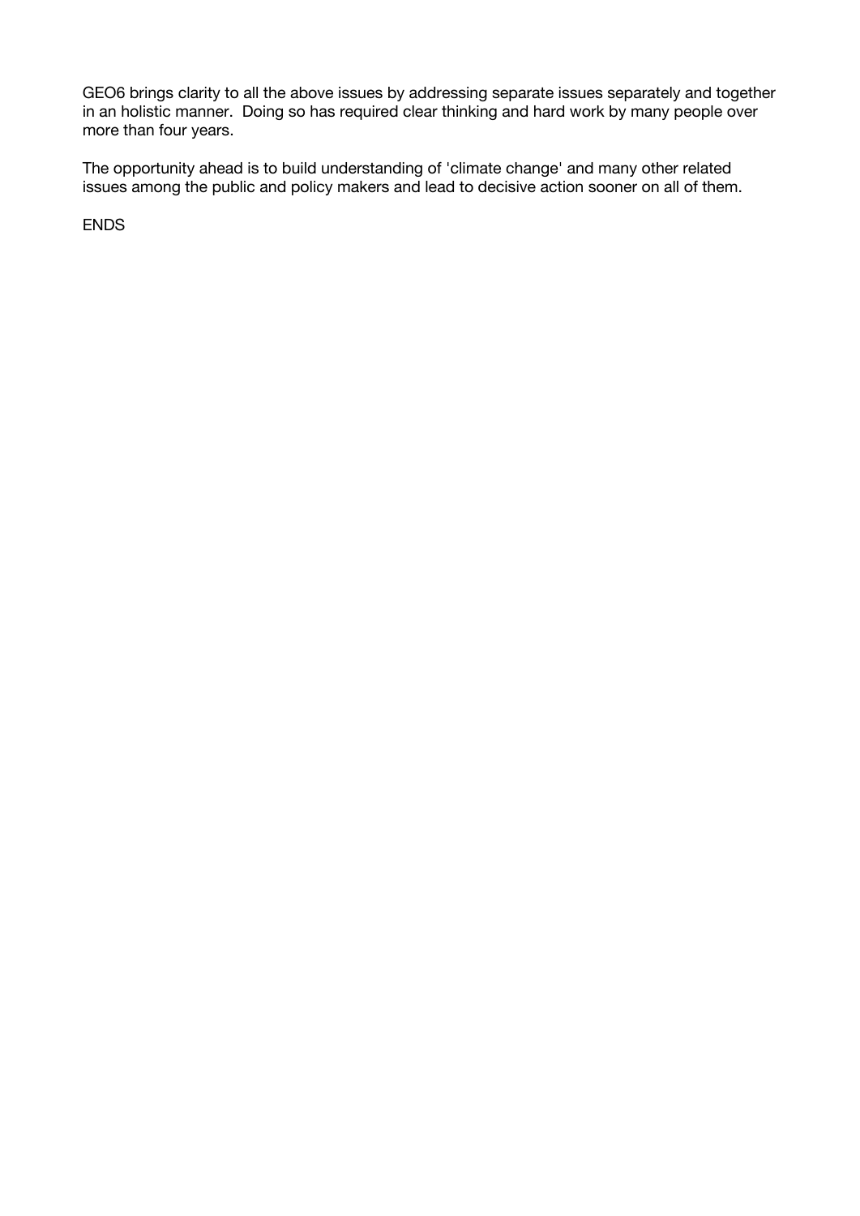GEO6 brings clarity to all the above issues by addressing separate issues separately and together in an holistic manner.  Doing so has required clear thinking and hard work by many people over more than four years.

The opportunity ahead is to build understanding of 'climate change' and many other related issues among the public and policy makers and lead to decisive action sooner on all of them.

ENDS